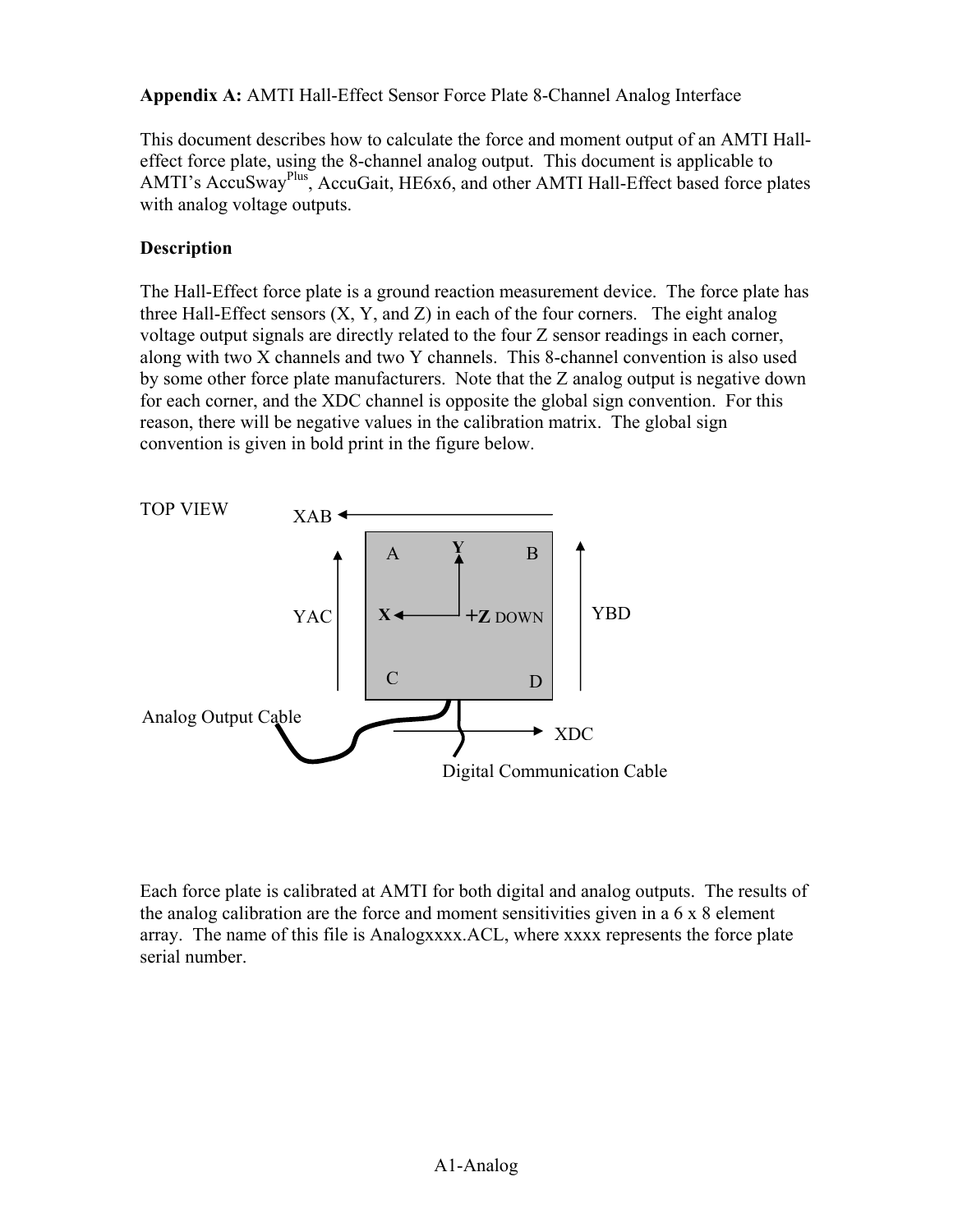**Appendix A:** AMTI Hall-Effect Sensor Force Plate 8-Channel Analog Interface

This document describes how to calculate the force and moment output of an AMTI Hall-effect force plate, using the 8-channel analog output. This document is applicable to AMTI's AccuSway[Plus], AccuGait, HE6x6, and other AMTI Hall-Effect based force plates with analog voltage outputs.

**Description**

The Hall-Effect force plate is a ground reaction measurement device. The force plate has three Hall-Effect sensors (X, Y, and Z) in each of the four corners. The eight analog voltage output signals are directly related to the four Z sensor readings in each corner, along with two X channels and two Y channels. This 8-channel convention is also used by some other force plate manufacturers. Note that the Z analog output is negative down for each corner, and the XDC channel is opposite the global sign convention. For this reason, there will be negative values in the calibration matrix. The global sign convention is given in bold print in the figure below.

TOP VIEW

XAB, YAC, YBD, XDC

A, B, C, D

**Y**, **X**, **+Z** DOWN

Analog Output Cable

Digital Communication Cable

Each force plate is calibrated at AMTI for both digital and analog outputs. The results of the analog calibration are the force and moment sensitivities given in a 6 x 8 element array. The name of this file is Analogxxxx.ACL, where xxxx represents the force plate serial number.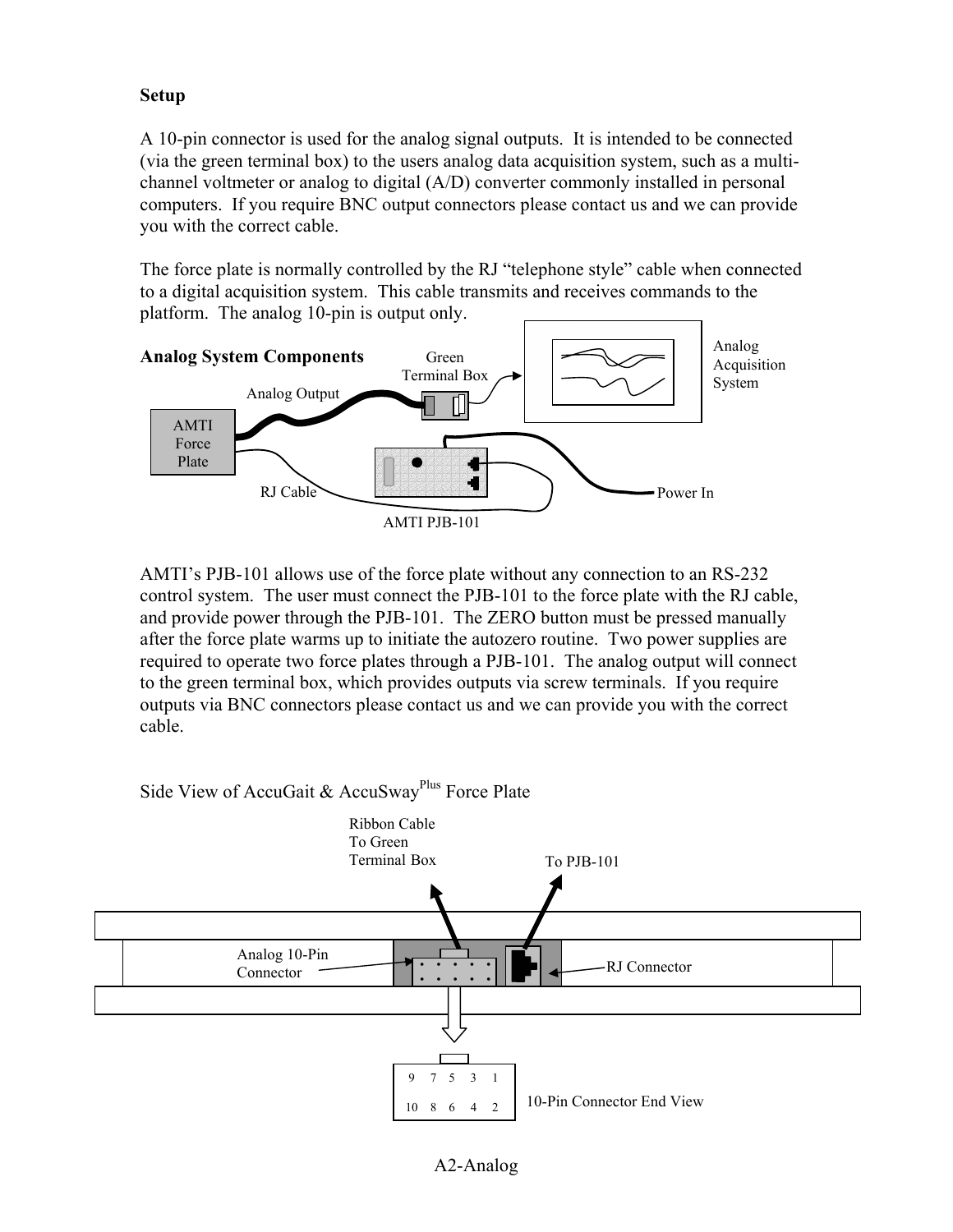**Setup**

A 10-pin connector is used for the analog signal outputs. It is intended to be connected (via the green terminal box) to the users analog data acquisition system, such as a multi-channel voltmeter or analog to digital (A/D) converter commonly installed in personal computers. If you require BNC output connectors please contact us and we can provide you with the correct cable.

The force plate is normally controlled by the RJ "telephone style" cable when connected to a digital acquisition system. This cable transmits and receives commands to the platform. The analog 10-pin is output only.

**Analog System Components**

Green Terminal Box

Analog Acquisition System

Analog Output

AMTI Force Plate

RJ Cable

Power In

AMTI PJB-101

AMTI's PJB-101 allows use of the force plate without any connection to an RS-232 control system. The user must connect the PJB-101 to the force plate with the RJ cable, and provide power through the PJB-101. The ZERO button must be pressed manually after the force plate warms up to initiate the autozero routine. Two power supplies are required to operate two force plates through a PJB-101. The analog output will connect to the green terminal box, which provides outputs via screw terminals. If you require outputs via BNC connectors please contact us and we can provide you with the correct cable.

Side View of AccuGait & AccuSway[Plus] Force Plate

Ribbon Cable To Green Terminal Box

To PJB-101

Analog 10-Pin Connector

RJ Connector

| 9 | 7 | 5 | 3 | 1 |
|---|---|---|---|---|
| 10 | 8 | 6 | 4 | 2 |

10-Pin Connector End View

A2-Analog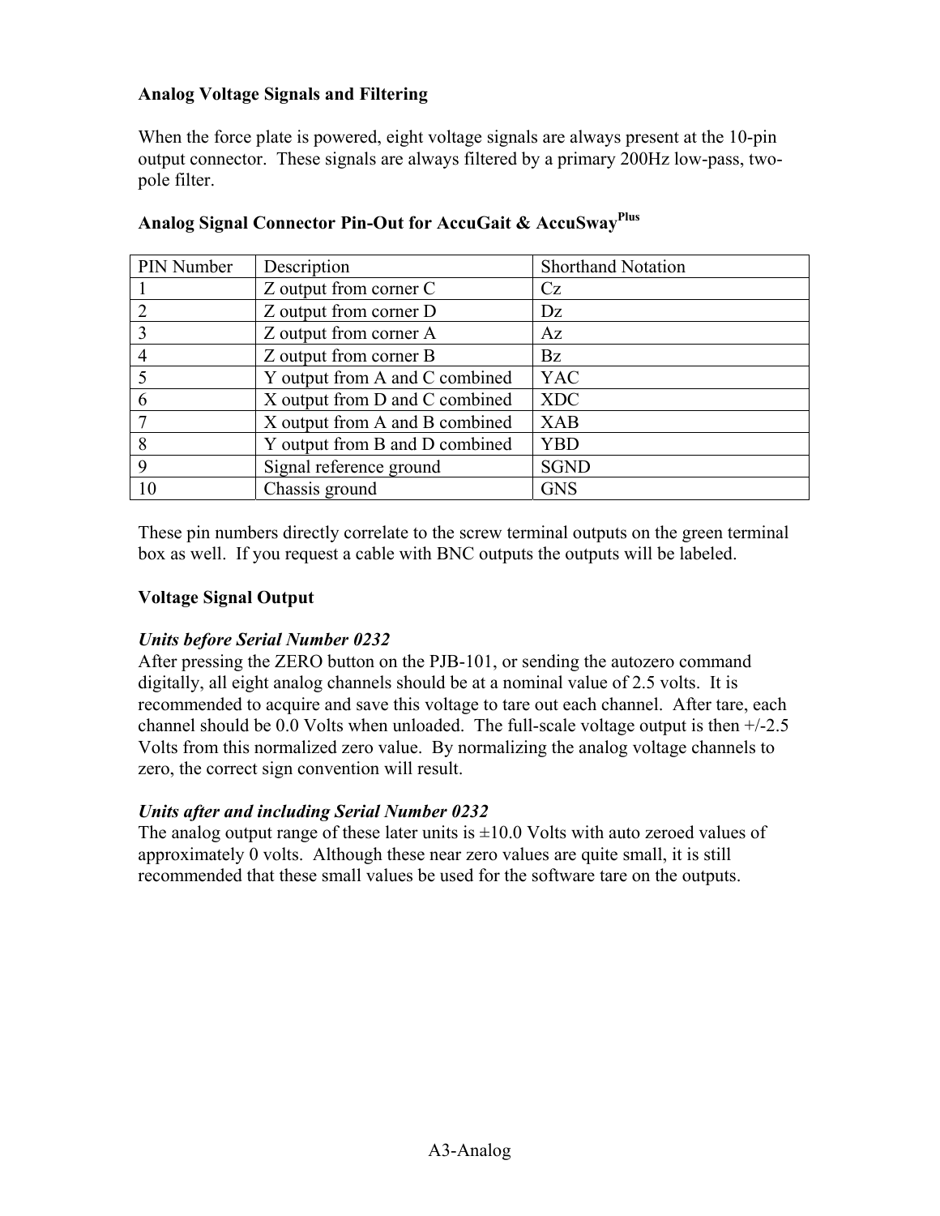**Analog Voltage Signals and Filtering**

When the force plate is powered, eight voltage signals are always present at the 10-pin output connector. These signals are always filtered by a primary 200Hz low-pass, two-pole filter.

**Analog Signal Connector Pin-Out for AccuGait & AccuSway**[Plus]

| PIN Number | Description | Shorthand Notation |
|---|---|---|
| 1 | Z output from corner C | Cz |
| 2 | Z output from corner D | Dz |
| 3 | Z output from corner A | Az |
| 4 | Z output from corner B | Bz |
| 5 | Y output from A and C combined | YAC |
| 6 | X output from D and C combined | XDC |
| 7 | X output from A and B combined | XAB |
| 8 | Y output from B and D combined | YBD |
| 9 | Signal reference ground | SGND |
| 10 | Chassis ground | GNS |

These pin numbers directly correlate to the screw terminal outputs on the green terminal box as well. If you request a cable with BNC outputs the outputs will be labeled.

**Voltage Signal Output**

***Units before Serial Number 0232***

After pressing the ZERO button on the PJB-101, or sending the autozero command digitally, all eight analog channels should be at a nominal value of 2.5 volts. It is recommended to acquire and save this voltage to tare out each channel. After tare, each channel should be 0.0 Volts when unloaded. The full-scale voltage output is then +/-2.5 Volts from this normalized zero value. By normalizing the analog voltage channels to zero, the correct sign convention will result.

***Units after and including Serial Number 0232***

The analog output range of these later units is ±10.0 Volts with auto zeroed values of approximately 0 volts. Although these near zero values are quite small, it is still recommended that these small values be used for the software tare on the outputs.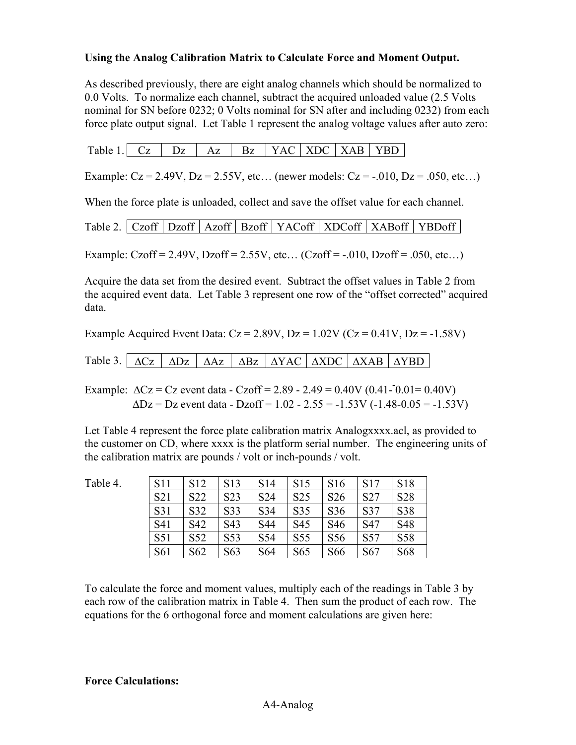**Using the Analog Calibration Matrix to Calculate Force and Moment Output.**

As described previously, there are eight analog channels which should be normalized to 0.0 Volts. To normalize each channel, subtract the acquired unloaded value (2.5 Volts nominal for SN before 0232; 0 Volts nominal for SN after and including 0232) from each force plate output signal. Let Table 1 represent the analog voltage values after auto zero:

| Table 1. | Cz | Dz | Az | Bz | YAC | XDC | XAB | YBD |
|---|---|---|---|---|---|---|---|---|

Example: Cz = 2.49V, Dz = 2.55V, etc… (newer models: Cz = -.010, Dz = .050, etc…)

When the force plate is unloaded, collect and save the offset value for each channel.

| Table 2. | Czoff | Dzoff | Azoff | Bzoff | YACoff | XDCoff | XABoff | YBDoff |
|---|---|---|---|---|---|---|---|---|

Example: Czoff = 2.49V, Dzoff = 2.55V, etc… (Czoff = -.010, Dzoff = .050, etc…)

Acquire the data set from the desired event. Subtract the offset values in Table 2 from the acquired event data. Let Table 3 represent one row of the "offset corrected" acquired data.

Example Acquired Event Data: Cz = 2.89V, Dz = 1.02V (Cz = 0.41V, Dz = -1.58V)

| Table 3. | ΔCz | ΔDz | ΔAz | ΔBz | ΔYAC | ΔXDC | ΔXAB | ΔYBD |
|---|---|---|---|---|---|---|---|---|

Example: ΔCz = Cz event data - Czoff = 2.89 - 2.49 = 0.40V (0.41-¯0.01= 0.40V)
ΔDz = Dz event data - Dzoff = 1.02 - 2.55 = -1.53V (-1.48-0.05 = -1.53V)

Let Table 4 represent the force plate calibration matrix Analogxxxx.acl, as provided to the customer on CD, where xxxx is the platform serial number. The engineering units of the calibration matrix are pounds / volt or inch-pounds / volt.

Table 4.

| | | | | | | | |
|---|---|---|---|---|---|---|---|
| S11 | S12 | S13 | S14 | S15 | S16 | S17 | S18 |
| S21 | S22 | S23 | S24 | S25 | S26 | S27 | S28 |
| S31 | S32 | S33 | S34 | S35 | S36 | S37 | S38 |
| S41 | S42 | S43 | S44 | S45 | S46 | S47 | S48 |
| S51 | S52 | S53 | S54 | S55 | S56 | S57 | S58 |
| S61 | S62 | S63 | S64 | S65 | S66 | S67 | S68 |

To calculate the force and moment values, multiply each of the readings in Table 3 by each row of the calibration matrix in Table 4. Then sum the product of each row. The equations for the 6 orthogonal force and moment calculations are given here:

**Force Calculations:**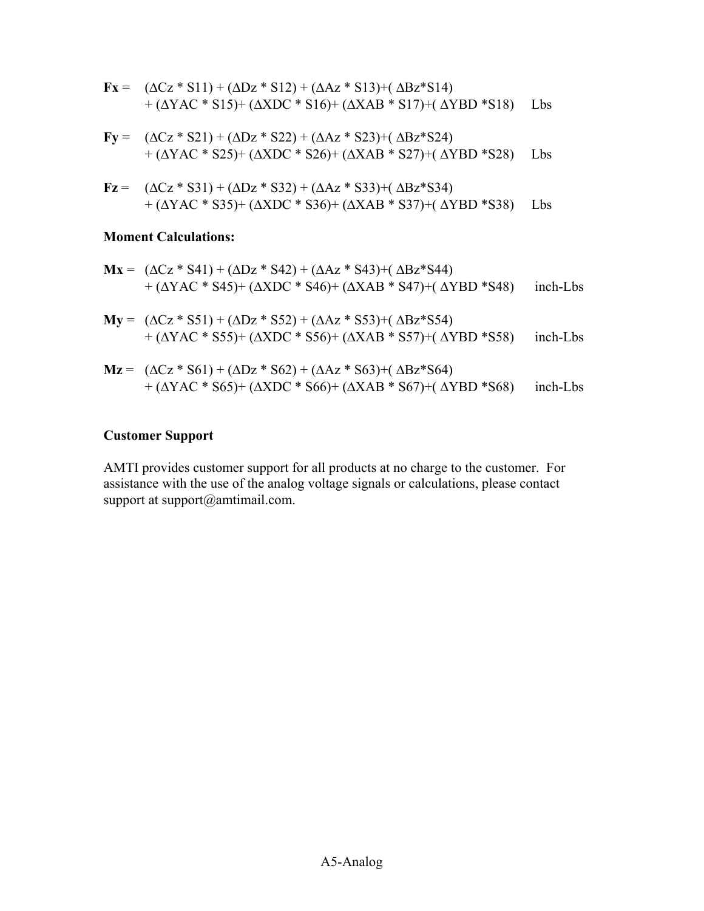**Fx** = $(\Delta Cz * S11) + (\Delta Dz * S12) + (\Delta Az * S13) + (\Delta Bz * S14) + (\Delta YAC * S15) + (\Delta XDC * S16) + (\Delta XAB * S17) + (\Delta YBD * S18)$ Lbs

**Fy** = $(\Delta Cz * S21) + (\Delta Dz * S22) + (\Delta Az * S23) + (\Delta Bz * S24) + (\Delta YAC * S25) + (\Delta XDC * S26) + (\Delta XAB * S27) + (\Delta YBD * S28)$ Lbs

**Fz** = $(\Delta Cz * S31) + (\Delta Dz * S32) + (\Delta Az * S33) + (\Delta Bz * S34) + (\Delta YAC * S35) + (\Delta XDC * S36) + (\Delta XAB * S37) + (\Delta YBD * S38)$ Lbs

**Moment Calculations:**

**Mx** = $(\Delta Cz * S41) + (\Delta Dz * S42) + (\Delta Az * S43) + (\Delta Bz * S44) + (\Delta YAC * S45) + (\Delta XDC * S46) + (\Delta XAB * S47) + (\Delta YBD * S48)$ inch-Lbs

**My** = $(\Delta Cz * S51) + (\Delta Dz * S52) + (\Delta Az * S53) + (\Delta Bz * S54) + (\Delta YAC * S55) + (\Delta XDC * S56) + (\Delta XAB * S57) + (\Delta YBD * S58)$ inch-Lbs

**Mz** = $(\Delta Cz * S61) + (\Delta Dz * S62) + (\Delta Az * S63) + (\Delta Bz * S64) + (\Delta YAC * S65) + (\Delta XDC * S66) + (\Delta XAB * S67) + (\Delta YBD * S68)$ inch-Lbs

**Customer Support**

AMTI provides customer support for all products at no charge to the customer. For assistance with the use of the analog voltage signals or calculations, please contact support at support@amtimail.com.